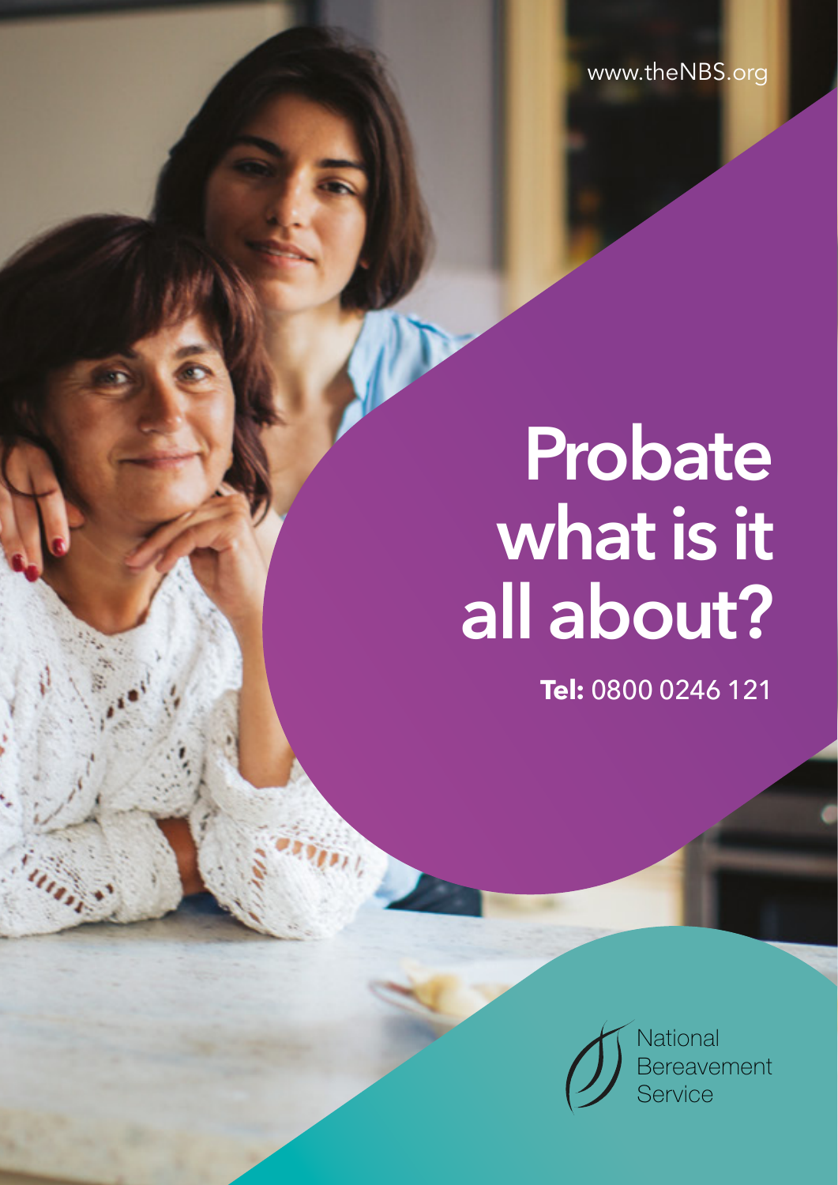www.theNBS.org

# Probate what is it all about?

**Tel:** 0800 0246 121

National Bereavement Service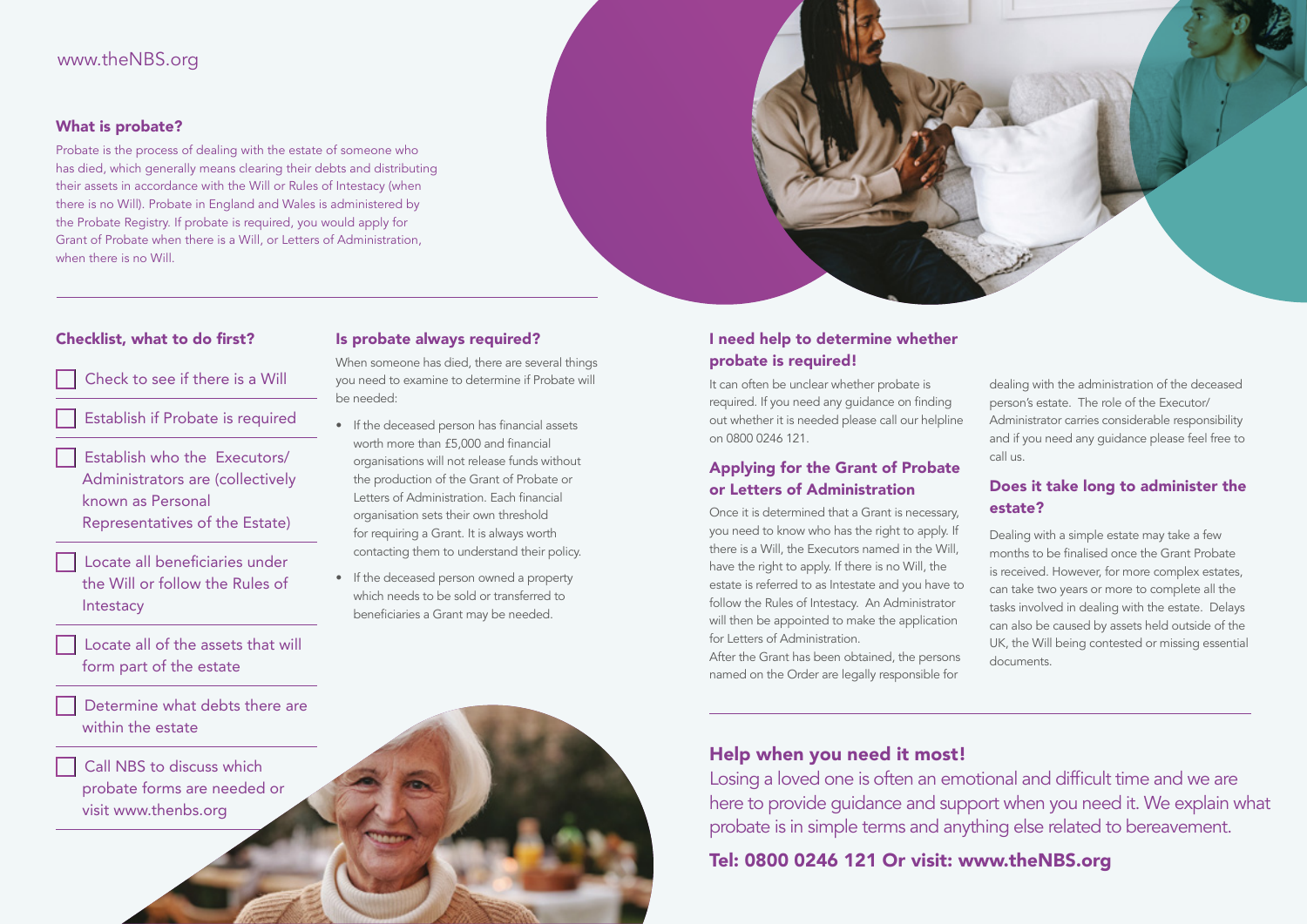www.theNBS.org

## What is probate?

Probate is the process of dealing with the estate of someone who has died, which generally means clearing their debts and distributing their assets in accordance with the Will or Rules of Intestacy (when there is no Will). Probate in England and Wales is administered by the Probate Registry. If probate is required, you would apply for Grant of Probate when there is a Will, or Letters of Administration, when there is no Will.

## Checklist, what to do first?

- [ ] Check to see if there is a Will
- [ ] Establish if Probate is required
- [ ] Establish who the Executors/ Administrators are (collectively known as Personal Representatives of the Estate)
- [ ] Locate all beneficiaries under the Will or follow the Rules of Intestacy
- [ ] Locate all of the assets that will form part of the estate
- [ ] Determine what debts there are within the estate
- [ ] Call NBS to discuss which probate forms are needed or visit www.thenbs.org

## Is probate always required?

When someone has died, there are several things you need to examine to determine if Probate will be needed:

- If the deceased person has financial assets worth more than £5,000 and financial organisations will not release funds without the production of the Grant of Probate or Letters of Administration. Each financial organisation sets their own threshold for requiring a Grant. It is always worth contacting them to understand their policy.
- If the deceased person owned a property which needs to be sold or transferred to beneficiaries a Grant may be needed.

## I need help to determine whether probate is required!

It can often be unclear whether probate is required. If you need any guidance on finding out whether it is needed please call our helpline on 0800 0246 121.

## Applying for the Grant of Probate or Letters of Administration

Once it is determined that a Grant is necessary, you need to know who has the right to apply. If there is a Will, the Executors named in the Will, have the right to apply. If there is no Will, the estate is referred to as Intestate and you have to follow the Rules of Intestacy. An Administrator will then be appointed to make the application for Letters of Administration.
After the Grant has been obtained, the persons named on the Order are legally responsible for dealing with the administration of the deceased person's estate. The role of the Executor/ Administrator carries considerable responsibility and if you need any guidance please feel free to call us.

## Does it take long to administer the estate?

Dealing with a simple estate may take a few months to be finalised once the Grant Probate is received. However, for more complex estates, can take two years or more to complete all the tasks involved in dealing with the estate. Delays can also be caused by assets held outside of the UK, the Will being contested or missing essential documents.

## Help when you need it most!

Losing a loved one is often an emotional and difficult time and we are here to provide guidance and support when you need it. We explain what probate is in simple terms and anything else related to bereavement.

**Tel: 0800 0246 121 Or visit: www.theNBS.org**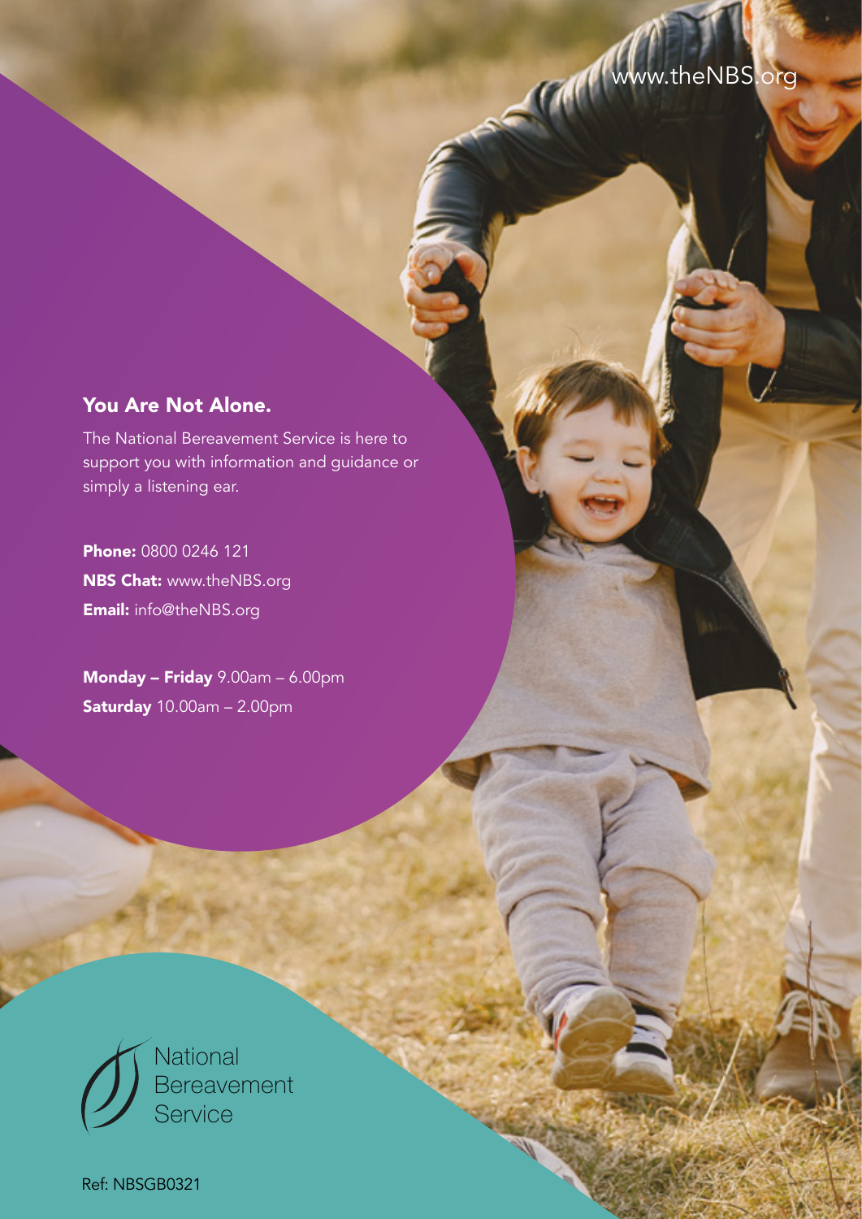www.theNBS.org

## You Are Not Alone.

The National Bereavement Service is here to support you with information and guidance or simply a listening ear.

**Phone:** 0800 0246 121
**NBS Chat:** www.theNBS.org
**Email:** info@theNBS.org

**Monday – Friday** 9.00am – 6.00pm
**Saturday** 10.00am – 2.00pm

National Bereavement Service

Ref: NBSGB0321